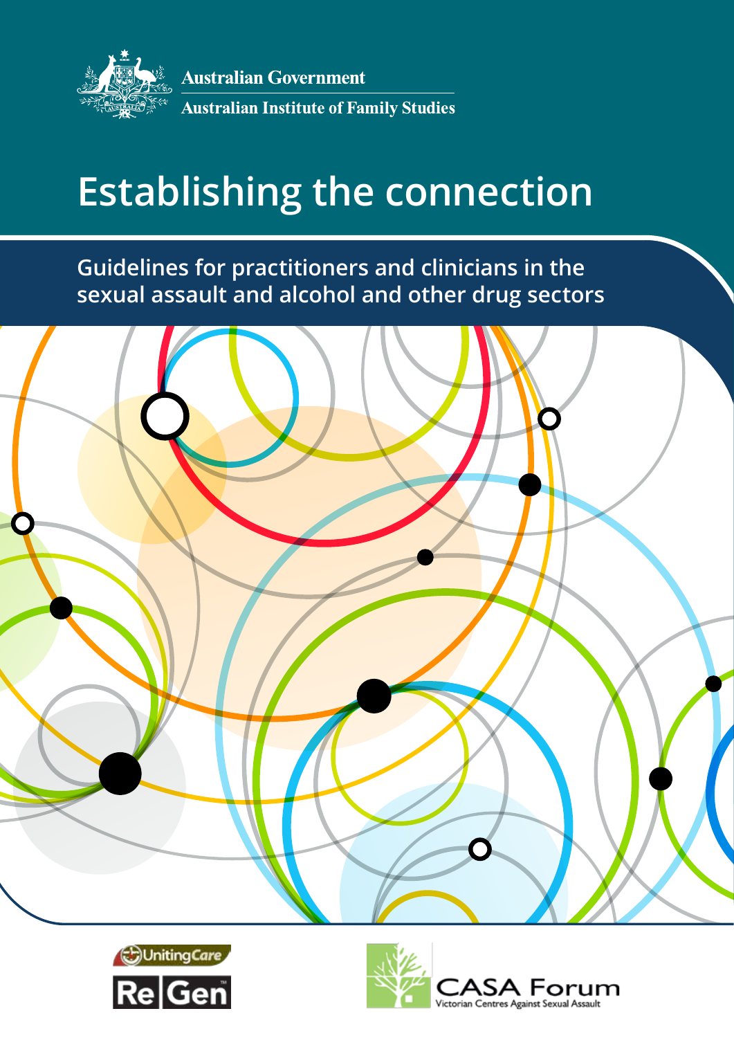Australian Government

Australian Institute of Family Studies

# Establishing the connection

## Guidelines for practitioners and clinicians in the sexual assault and alcohol and other drug sectors

UnitingCare ReGen

CASA Forum Victorian Centres Against Sexual Assault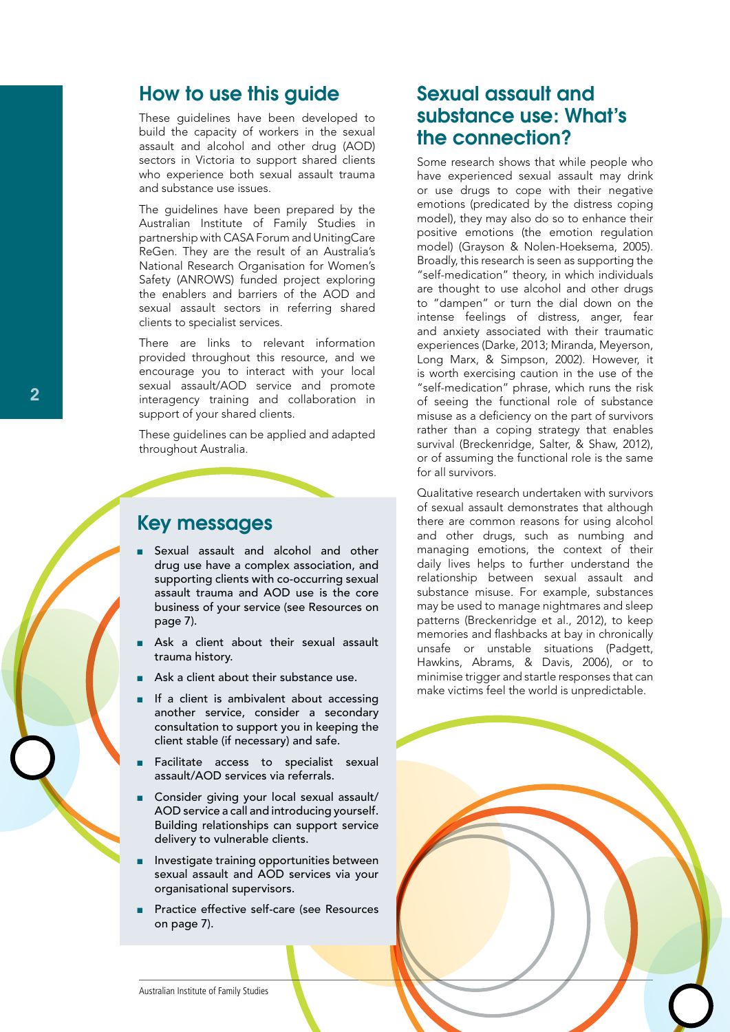## How to use this guide

These guidelines have been developed to build the capacity of workers in the sexual assault and alcohol and other drug (AOD) sectors in Victoria to support shared clients who experience both sexual assault trauma and substance use issues.

The guidelines have been prepared by the Australian Institute of Family Studies in partnership with CASA Forum and UnitingCare ReGen. They are the result of an Australia's National Research Organisation for Women's Safety (ANROWS) funded project exploring the enablers and barriers of the AOD and sexual assault sectors in referring shared clients to specialist services.

There are links to relevant information provided throughout this resource, and we encourage you to interact with your local sexual assault/AOD service and promote interagency training and collaboration in support of your shared clients.

These guidelines can be applied and adapted throughout Australia.

### Key messages

- Sexual assault and alcohol and other drug use have a complex association, and supporting clients with co-occurring sexual assault trauma and AOD use is the core business of your service (see Resources on page 7).
- Ask a client about their sexual assault trauma history.
- Ask a client about their substance use.
- If a client is ambivalent about accessing another service, consider a secondary consultation to support you in keeping the client stable (if necessary) and safe.
- Facilitate access to specialist sexual assault/AOD services via referrals.
- Consider giving your local sexual assault/ AOD service a call and introducing yourself. Building relationships can support service delivery to vulnerable clients.
- Investigate training opportunities between sexual assault and AOD services via your organisational supervisors.
- Practice effective self-care (see Resources on page 7).

## Sexual assault and substance use: What's the connection?

Some research shows that while people who have experienced sexual assault may drink or use drugs to cope with their negative emotions (predicated by the distress coping model), they may also do so to enhance their positive emotions (the emotion regulation model) (Grayson & Nolen-Hoeksema, 2005). Broadly, this research is seen as supporting the "self-medication" theory, in which individuals are thought to use alcohol and other drugs to "dampen" or turn the dial down on the intense feelings of distress, anger, fear and anxiety associated with their traumatic experiences (Darke, 2013; Miranda, Meyerson, Long Marx, & Simpson, 2002). However, it is worth exercising caution in the use of the "self-medication" phrase, which runs the risk of seeing the functional role of substance misuse as a deficiency on the part of survivors rather than a coping strategy that enables survival (Breckenridge, Salter, & Shaw, 2012), or of assuming the functional role is the same for all survivors.

Qualitative research undertaken with survivors of sexual assault demonstrates that although there are common reasons for using alcohol and other drugs, such as numbing and managing emotions, the context of their daily lives helps to further understand the relationship between sexual assault and substance misuse. For example, substances may be used to manage nightmares and sleep patterns (Breckenridge et al., 2012), to keep memories and flashbacks at bay in chronically unsafe or unstable situations (Padgett, Hawkins, Abrams, & Davis, 2006), or to minimise trigger and startle responses that can make victims feel the world is unpredictable.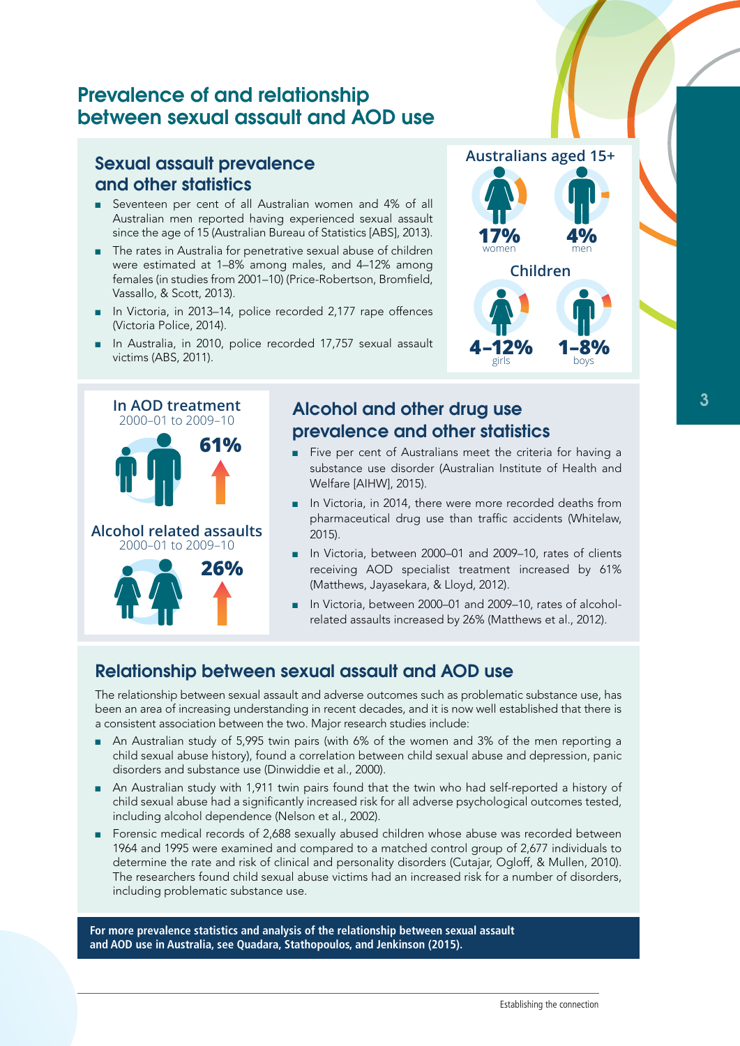# Prevalence of and relationship between sexual assault and AOD use

## Sexual assault prevalence and other statistics

- Seventeen per cent of all Australian women and 4% of all Australian men reported having experienced sexual assault since the age of 15 (Australian Bureau of Statistics [ABS], 2013).
- The rates in Australia for penetrative sexual abuse of children were estimated at 1–8% among males, and 4–12% among females (in studies from 2001–10) (Price-Robertson, Bromfield, Vassallo, & Scott, 2013).
- In Victoria, in 2013–14, police recorded 2,177 rape offences (Victoria Police, 2014).
- In Australia, in 2010, police recorded 17,757 sexual assault victims (ABS, 2011).

**Australians aged 15+**

17% women

4% men

**Children**

4–12% girls

1–8% boys

**In AOD treatment**
2000–01 to 2009–10

61%

**Alcohol related assaults**
2000–01 to 2009–10

26%

## Alcohol and other drug use prevalence and other statistics

- Five per cent of Australians meet the criteria for having a substance use disorder (Australian Institute of Health and Welfare [AIHW], 2015).
- In Victoria, in 2014, there were more recorded deaths from pharmaceutical drug use than traffic accidents (Whitelaw, 2015).
- In Victoria, between 2000–01 and 2009–10, rates of clients receiving AOD specialist treatment increased by 61% (Matthews, Jayasekara, & Lloyd, 2012).
- In Victoria, between 2000–01 and 2009–10, rates of alcohol-related assaults increased by 26% (Matthews et al., 2012).

## Relationship between sexual assault and AOD use

The relationship between sexual assault and adverse outcomes such as problematic substance use, has been an area of increasing understanding in recent decades, and it is now well established that there is a consistent association between the two. Major research studies include:

- An Australian study of 5,995 twin pairs (with 6% of the women and 3% of the men reporting a child sexual abuse history), found a correlation between child sexual abuse and depression, panic disorders and substance use (Dinwiddie et al., 2000).
- An Australian study with 1,911 twin pairs found that the twin who had self-reported a history of child sexual abuse had a significantly increased risk for all adverse psychological outcomes tested, including alcohol dependence (Nelson et al., 2002).
- Forensic medical records of 2,688 sexually abused children whose abuse was recorded between 1964 and 1995 were examined and compared to a matched control group of 2,677 individuals to determine the rate and risk of clinical and personality disorders (Cutajar, Ogloff, & Mullen, 2010). The researchers found child sexual abuse victims had an increased risk for a number of disorders, including problematic substance use.

**For more prevalence statistics and analysis of the relationship between sexual assault and AOD use in Australia, see Quadara, Stathopoulos, and Jenkinson (2015).**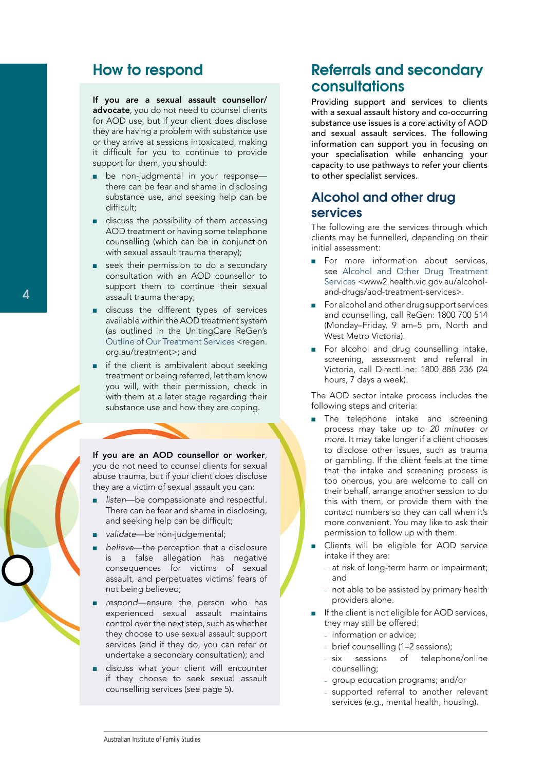## How to respond

**If you are a sexual assault counsellor/advocate**, you do not need to counsel clients for AOD use, but if your client does disclose they are having a problem with substance use or they arrive at sessions intoxicated, making it difficult for you to continue to provide support for them, you should:

- be non-judgmental in your response—there can be fear and shame in disclosing substance use, and seeking help can be difficult;
- discuss the possibility of them accessing AOD treatment or having some telephone counselling (which can be in conjunction with sexual assault trauma therapy);
- seek their permission to do a secondary consultation with an AOD counsellor to support them to continue their sexual assault trauma therapy;
- discuss the different types of services available within the AOD treatment system (as outlined in the UnitingCare ReGen's Outline of Our Treatment Services <regen.org.au/treatment>; and
- if the client is ambivalent about seeking treatment or being referred, let them know you will, with their permission, check in with them at a later stage regarding their substance use and how they are coping.

**If you are an AOD counsellor or worker**, you do not need to counsel clients for sexual abuse trauma, but if your client does disclose they are a victim of sexual assault you can:

- *listen*—be compassionate and respectful. There can be fear and shame in disclosing, and seeking help can be difficult;
- *validate*—be non-judgemental;
- *believe*—the perception that a disclosure is a false allegation has negative consequences for victims of sexual assault, and perpetuates victims' fears of not being believed;
- *respond*—ensure the person who has experienced sexual assault maintains control over the next step, such as whether they choose to use sexual assault support services (and if they do, you can refer or undertake a secondary consultation); and
- discuss what your client will encounter if they choose to seek sexual assault counselling services (see page 5).

## Referrals and secondary consultations

Providing support and services to clients with a sexual assault history and co-occurring substance use issues is a core activity of AOD and sexual assault services. The following information can support you in focusing on your specialisation while enhancing your capacity to use pathways to refer your clients to other specialist services.

## Alcohol and other drug services

The following are the services through which clients may be funnelled, depending on their initial assessment:

- For more information about services, see Alcohol and Other Drug Treatment Services <www2.health.vic.gov.au/alcohol-and-drugs/aod-treatment-services>.
- For alcohol and other drug support services and counselling, call ReGen: 1800 700 514 (Monday–Friday, 9 am–5 pm, North and West Metro Victoria).
- For alcohol and drug counselling intake, screening, assessment and referral in Victoria, call DirectLine: 1800 888 236 (24 hours, 7 days a week).

The AOD sector intake process includes the following steps and criteria:

- The telephone intake and screening process may take *up to 20 minutes or more*. It may take longer if a client chooses to disclose other issues, such as trauma or gambling. If the client feels at the time that the intake and screening process is too onerous, you are welcome to call on their behalf, arrange another session to do this with them, or provide them with the contact numbers so they can call when it's more convenient. You may like to ask their permission to follow up with them.
- Clients will be eligible for AOD service intake if they are:
  - at risk of long-term harm or impairment; and
  - not able to be assisted by primary health providers alone.
- If the client is not eligible for AOD services, they may still be offered:
  - information or advice;
  - brief counselling (1–2 sessions);
  - six sessions of telephone/online counselling;
  - group education programs; and/or
  - supported referral to another relevant services (e.g., mental health, housing).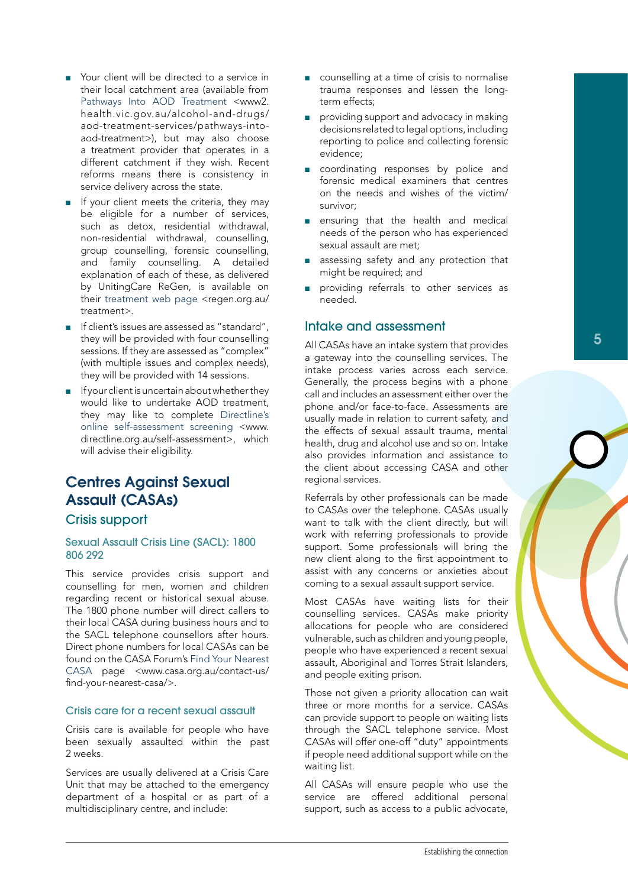- Your client will be directed to a service in their local catchment area (available from Pathways Into AOD Treatment <www2.health.vic.gov.au/alcohol-and-drugs/aod-treatment-services/pathways-into-aod-treatment>), but may also choose a treatment provider that operates in a different catchment if they wish. Recent reforms means there is consistency in service delivery across the state.
- If your client meets the criteria, they may be eligible for a number of services, such as detox, residential withdrawal, non-residential withdrawal, counselling, group counselling, forensic counselling, and family counselling. A detailed explanation of each of these, as delivered by UnitingCare ReGen, is available on their treatment web page <regen.org.au/treatment>.
- If client's issues are assessed as "standard", they will be provided with four counselling sessions. If they are assessed as "complex" (with multiple issues and complex needs), they will be provided with 14 sessions.
- If your client is uncertain about whether they would like to undertake AOD treatment, they may like to complete Directline's online self-assessment screening <www.directline.org.au/self-assessment>, which will advise their eligibility.

## Centres Against Sexual Assault (CASAs)

### Crisis support

#### Sexual Assault Crisis Line (SACL): 1800 806 292

This service provides crisis support and counselling for men, women and children regarding recent or historical sexual abuse. The 1800 phone number will direct callers to their local CASA during business hours and to the SACL telephone counsellors after hours. Direct phone numbers for local CASAs can be found on the CASA Forum's Find Your Nearest CASA page <www.casa.org.au/contact-us/find-your-nearest-casa/>.

#### Crisis care for a recent sexual assault

Crisis care is available for people who have been sexually assaulted within the past 2 weeks.

Services are usually delivered at a Crisis Care Unit that may be attached to the emergency department of a hospital or as part of a multidisciplinary centre, and include:

- counselling at a time of crisis to normalise trauma responses and lessen the long-term effects;
- providing support and advocacy in making decisions related to legal options, including reporting to police and collecting forensic evidence;
- coordinating responses by police and forensic medical examiners that centres on the needs and wishes of the victim/survivor;
- ensuring that the health and medical needs of the person who has experienced sexual assault are met;
- assessing safety and any protection that might be required; and
- providing referrals to other services as needed.

### Intake and assessment

All CASAs have an intake system that provides a gateway into the counselling services. The intake process varies across each service. Generally, the process begins with a phone call and includes an assessment either over the phone and/or face-to-face. Assessments are usually made in relation to current safety, and the effects of sexual assault trauma, mental health, drug and alcohol use and so on. Intake also provides information and assistance to the client about accessing CASA and other regional services.

Referrals by other professionals can be made to CASAs over the telephone. CASAs usually want to talk with the client directly, but will work with referring professionals to provide support. Some professionals will bring the new client along to the first appointment to assist with any concerns or anxieties about coming to a sexual assault support service.

Most CASAs have waiting lists for their counselling services. CASAs make priority allocations for people who are considered vulnerable, such as children and young people, people who have experienced a recent sexual assault, Aboriginal and Torres Strait Islanders, and people exiting prison.

Those not given a priority allocation can wait three or more months for a service. CASAs can provide support to people on waiting lists through the SACL telephone service. Most CASAs will offer one-off "duty" appointments if people need additional support while on the waiting list.

All CASAs will ensure people who use the service are offered additional personal support, such as access to a public advocate,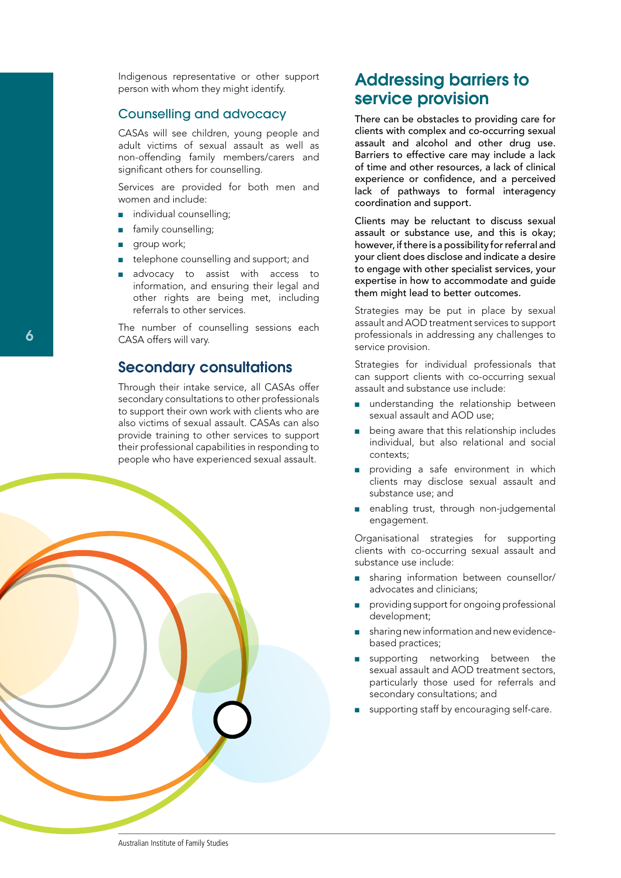Indigenous representative or other support person with whom they might identify.

### Counselling and advocacy

CASAs will see children, young people and adult victims of sexual assault as well as non-offending family members/carers and significant others for counselling.

Services are provided for both men and women and include:

- individual counselling;
- family counselling;
- group work;
- telephone counselling and support; and
- advocacy to assist with access to information, and ensuring their legal and other rights are being met, including referrals to other services.

The number of counselling sessions each CASA offers will vary.

## Secondary consultations

Through their intake service, all CASAs offer secondary consultations to other professionals to support their own work with clients who are also victims of sexual assault. CASAs can also provide training to other services to support their professional capabilities in responding to people who have experienced sexual assault.

## Addressing barriers to service provision

**There can be obstacles to providing care for clients with complex and co-occurring sexual assault and alcohol and other drug use. Barriers to effective care may include a lack of time and other resources, a lack of clinical experience or confidence, and a perceived lack of pathways to formal interagency coordination and support.**

**Clients may be reluctant to discuss sexual assault or substance use, and this is okay; however, if there is a possibility for referral and your client does disclose and indicate a desire to engage with other specialist services, your expertise in how to accommodate and guide them might lead to better outcomes.**

Strategies may be put in place by sexual assault and AOD treatment services to support professionals in addressing any challenges to service provision.

Strategies for individual professionals that can support clients with co-occurring sexual assault and substance use include:

- understanding the relationship between sexual assault and AOD use;
- being aware that this relationship includes individual, but also relational and social contexts;
- providing a safe environment in which clients may disclose sexual assault and substance use; and
- enabling trust, through non-judgemental engagement.

Organisational strategies for supporting clients with co-occurring sexual assault and substance use include:

- sharing information between counsellor/ advocates and clinicians;
- providing support for ongoing professional development;
- sharing new information and new evidence-based practices;
- supporting networking between the sexual assault and AOD treatment sectors, particularly those used for referrals and secondary consultations; and
- supporting staff by encouraging self-care.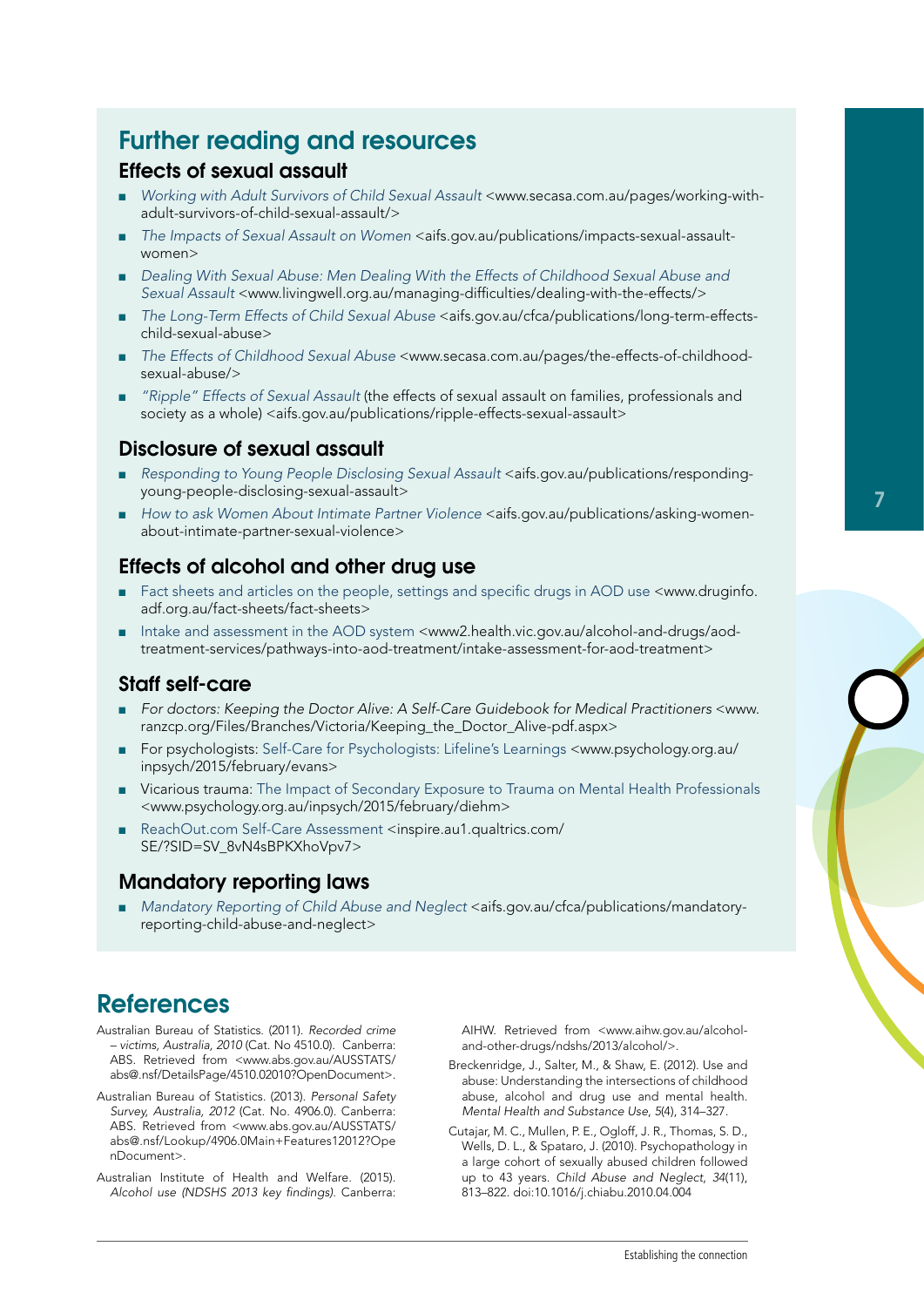## Further reading and resources

### Effects of sexual assault

- *Working with Adult Survivors of Child Sexual Assault* <www.secasa.com.au/pages/working-with-adult-survivors-of-child-sexual-assault/>
- *The Impacts of Sexual Assault on Women* <aifs.gov.au/publications/impacts-sexual-assault-women>
- *Dealing With Sexual Abuse: Men Dealing With the Effects of Childhood Sexual Abuse and Sexual Assault* <www.livingwell.org.au/managing-difficulties/dealing-with-the-effects/>
- *The Long-Term Effects of Child Sexual Abuse* <aifs.gov.au/cfca/publications/long-term-effects-child-sexual-abuse>
- *The Effects of Childhood Sexual Abuse* <www.secasa.com.au/pages/the-effects-of-childhood-sexual-abuse/>
- *"Ripple" Effects of Sexual Assault* (the effects of sexual assault on families, professionals and society as a whole) <aifs.gov.au/publications/ripple-effects-sexual-assault>

### Disclosure of sexual assault

- *Responding to Young People Disclosing Sexual Assault* <aifs.gov.au/publications/responding-young-people-disclosing-sexual-assault>
- *How to ask Women About Intimate Partner Violence* <aifs.gov.au/publications/asking-women-about-intimate-partner-sexual-violence>

### Effects of alcohol and other drug use

- Fact sheets and articles on the people, settings and specific drugs in AOD use <www.druginfo.adf.org.au/fact-sheets/fact-sheets>
- Intake and assessment in the AOD system <www2.health.vic.gov.au/alcohol-and-drugs/aod-treatment-services/pathways-into-aod-treatment/intake-assessment-for-aod-treatment>

### Staff self-care

- *For doctors: Keeping the Doctor Alive: A Self-Care Guidebook for Medical Practitioners* <www.ranzcp.org/Files/Branches/Victoria/Keeping_the_Doctor_Alive-pdf.aspx>
- For psychologists: Self-Care for Psychologists: Lifeline's Learnings <www.psychology.org.au/inpsych/2015/february/evans>
- Vicarious trauma: The Impact of Secondary Exposure to Trauma on Mental Health Professionals <www.psychology.org.au/inpsych/2015/february/diehm>
- ReachOut.com Self-Care Assessment <inspire.au1.qualtrics.com/SE/?SID=SV_8vN4sBPKXhoVpv7>

### Mandatory reporting laws

- *Mandatory Reporting of Child Abuse and Neglect* <aifs.gov.au/cfca/publications/mandatory-reporting-child-abuse-and-neglect>

## References

Australian Bureau of Statistics. (2011). *Recorded crime – victims, Australia, 2010* (Cat. No 4510.0). Canberra: ABS. Retrieved from <www.abs.gov.au/AUSSTATS/abs@.nsf/DetailsPage/4510.02010?OpenDocument>.

Australian Bureau of Statistics. (2013). *Personal Safety Survey, Australia, 2012* (Cat. No. 4906.0). Canberra: ABS. Retrieved from <www.abs.gov.au/AUSSTATS/abs@.nsf/Lookup/4906.0Main+Features12012?OpenDocument>.

Australian Institute of Health and Welfare. (2015). *Alcohol use (NDSHS 2013 key findings)*. Canberra: AIHW. Retrieved from <www.aihw.gov.au/alcohol-and-other-drugs/ndshs/2013/alcohol/>.

Breckenridge, J., Salter, M., & Shaw, E. (2012). Use and abuse: Understanding the intersections of childhood abuse, alcohol and drug use and mental health. *Mental Health and Substance Use*, *5*(4), 314–327.

Cutajar, M. C., Mullen, P. E., Ogloff, J. R., Thomas, S. D., Wells, D. L., & Spataro, J. (2010). Psychopathology in a large cohort of sexually abused children followed up to 43 years. *Child Abuse and Neglect*, *34*(11), 813–822. doi:10.1016/j.chiabu.2010.04.004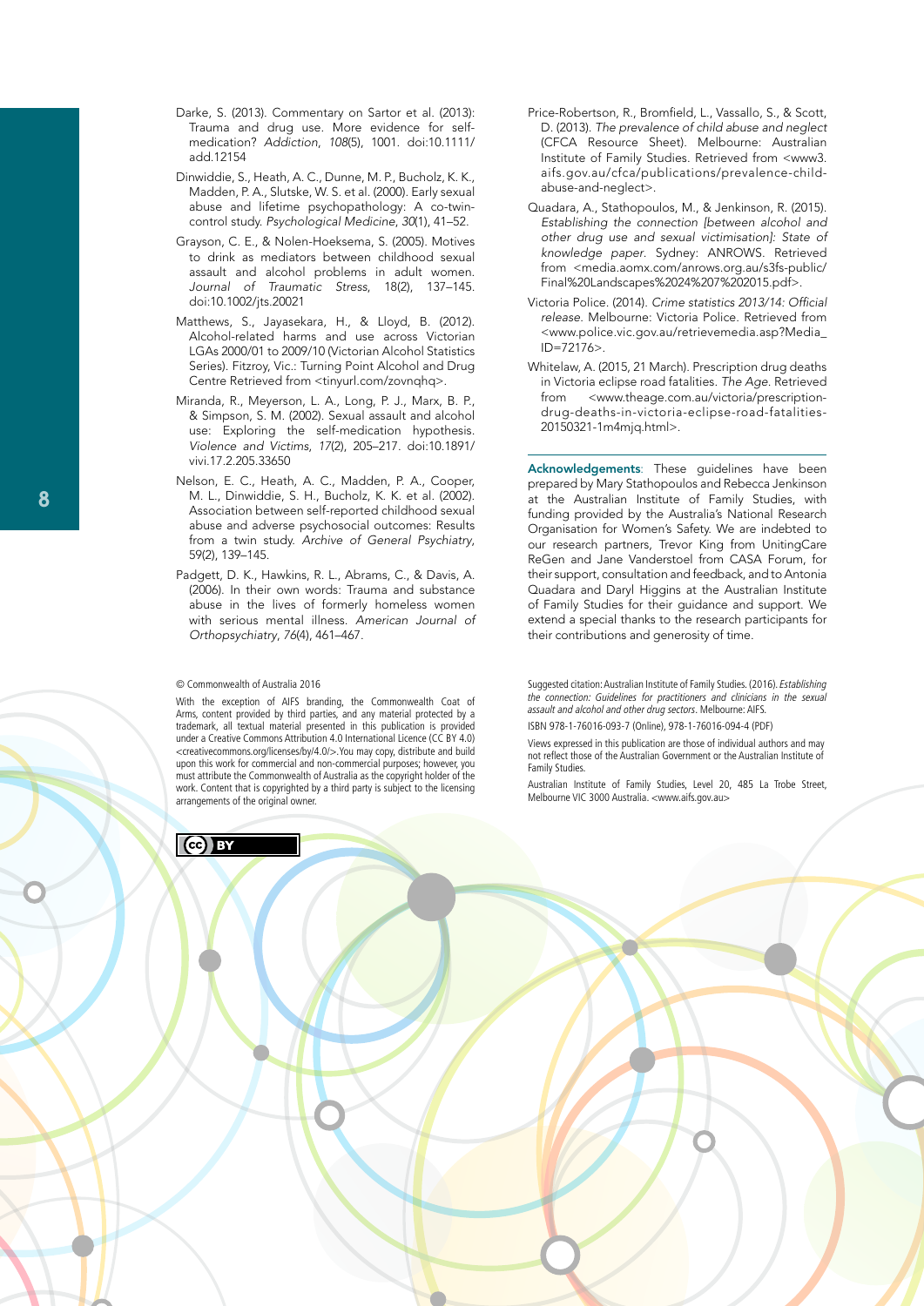Darke, S. (2013). Commentary on Sartor et al. (2013): Trauma and drug use. More evidence for self-medication? *Addiction*, *108*(5), 1001. doi:10.1111/add.12154

Dinwiddie, S., Heath, A. C., Dunne, M. P., Bucholz, K. K., Madden, P. A., Slutske, W. S. et al. (2000). Early sexual abuse and lifetime psychopathology: A co-twin-control study. *Psychological Medicine*, *30*(1), 41–52.

Grayson, C. E., & Nolen-Hoeksema, S. (2005). Motives to drink as mediators between childhood sexual assault and alcohol problems in adult women. *Journal of Traumatic Stress*, 18(2), 137–145. doi:10.1002/jts.20021

Matthews, S., Jayasekara, H., & Lloyd, B. (2012). Alcohol-related harms and use across Victorian LGAs 2000/01 to 2009/10 (Victorian Alcohol Statistics Series). Fitzroy, Vic.: Turning Point Alcohol and Drug Centre Retrieved from <tinyurl.com/zovnqhq>.

Miranda, R., Meyerson, L. A., Long, P. J., Marx, B. P., & Simpson, S. M. (2002). Sexual assault and alcohol use: Exploring the self-medication hypothesis. *Violence and Victims*, *17*(2), 205–217. doi:10.1891/vivi.17.2.205.33650

Nelson, E. C., Heath, A. C., Madden, P. A., Cooper, M. L., Dinwiddie, S. H., Bucholz, K. K. et al. (2002). Association between self-reported childhood sexual abuse and adverse psychosocial outcomes: Results from a twin study. *Archive of General Psychiatry*, 59(2), 139–145.

Padgett, D. K., Hawkins, R. L., Abrams, C., & Davis, A. (2006). In their own words: Trauma and substance abuse in the lives of formerly homeless women with serious mental illness. *American Journal of Orthopsychiatry*, *76*(4), 461–467.

Price-Robertson, R., Bromfield, L., Vassallo, S., & Scott, D. (2013). *The prevalence of child abuse and neglect* (CFCA Resource Sheet). Melbourne: Australian Institute of Family Studies. Retrieved from <www3.aifs.gov.au/cfca/publications/prevalence-child-abuse-and-neglect>.

Quadara, A., Stathopoulos, M., & Jenkinson, R. (2015). *Establishing the connection [between alcohol and other drug use and sexual victimisation]: State of knowledge paper*. Sydney: ANROWS. Retrieved from <media.aomx.com/anrows.org.au/s3fs-public/Final%20Landscapes%2024%207%202015.pdf>.

Victoria Police. (2014). *Crime statistics 2013/14: Official release*. Melbourne: Victoria Police. Retrieved from <www.police.vic.gov.au/retrievemedia.asp?Media_ID=72176>.

Whitelaw, A. (2015, 21 March). Prescription drug deaths in Victoria eclipse road fatalities. *The Age*. Retrieved from <www.theage.com.au/victoria/prescription-drug-deaths-in-victoria-eclipse-road-fatalities-20150321-1m4mjq.html>.

**Acknowledgements**: These guidelines have been prepared by Mary Stathopoulos and Rebecca Jenkinson at the Australian Institute of Family Studies, with funding provided by the Australia's National Research Organisation for Women's Safety. We are indebted to our research partners, Trevor King from UnitingCare ReGen and Jane Vanderstoel from CASA Forum, for their support, consultation and feedback, and to Antonia Quadara and Daryl Higgins at the Australian Institute of Family Studies for their guidance and support. We extend a special thanks to the research participants for their contributions and generosity of time.

© Commonwealth of Australia 2016

With the exception of AIFS branding, the Commonwealth Coat of Arms, content provided by third parties, and any material protected by a trademark, all textual material presented in this publication is provided under a Creative Commons Attribution 4.0 International Licence (CC BY 4.0) <creativecommons.org/licenses/by/4.0/>. You may copy, distribute and build upon this work for commercial and non-commercial purposes; however, you must attribute the Commonwealth of Australia as the copyright holder of the work. Content that is copyrighted by a third party is subject to the licensing arrangements of the original owner.

Suggested citation: Australian Institute of Family Studies. (2016). *Establishing the connection: Guidelines for practitioners and clinicians in the sexual assault and alcohol and other drug sectors*. Melbourne: AIFS.

ISBN 978-1-76016-093-7 (Online), 978-1-76016-094-4 (PDF)

Views expressed in this publication are those of individual authors and may not reflect those of the Australian Government or the Australian Institute of Family Studies.

Australian Institute of Family Studies, Level 20, 485 La Trobe Street, Melbourne VIC 3000 Australia. <www.aifs.gov.au>